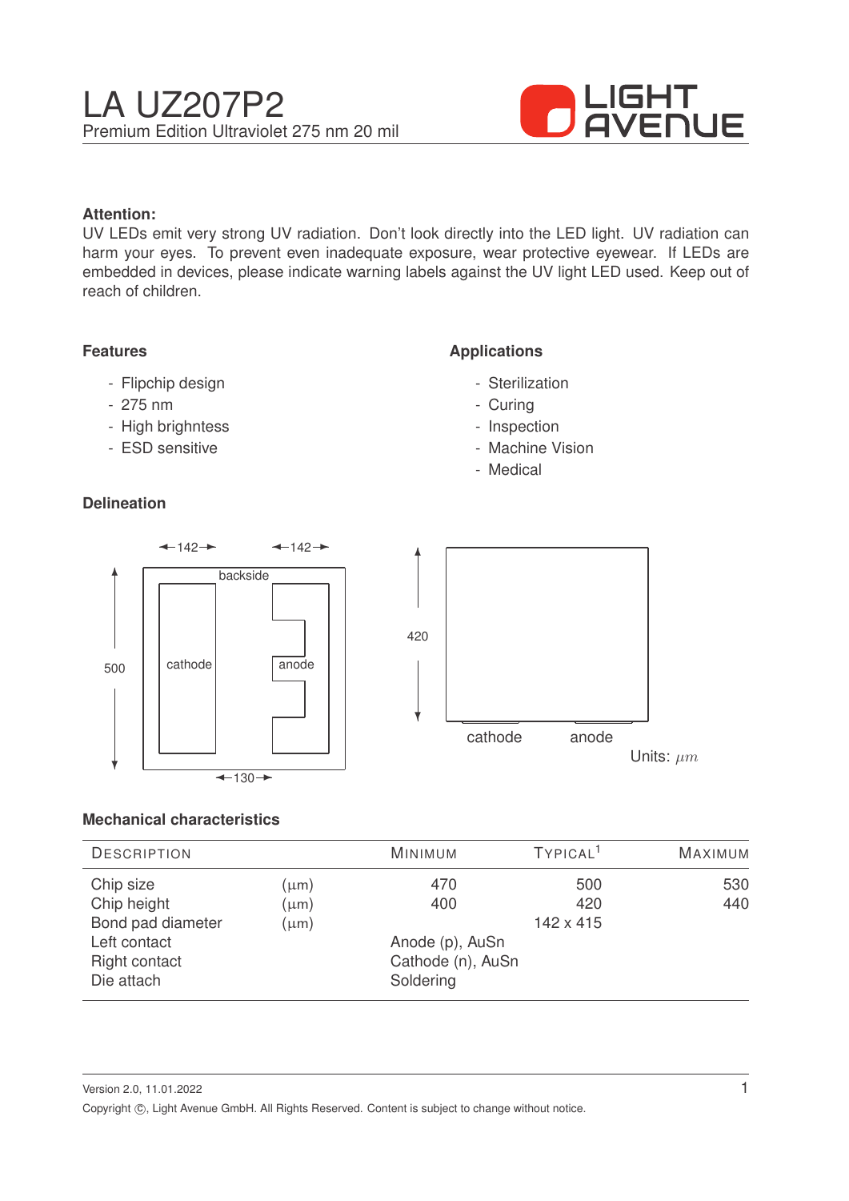# LA UZ207P2

Premium Edition Ultraviolet 275 nm 20 mil

LIGHT AVENUE

**Attention:**

UV LEDs emit very strong UV radiation. Don't look directly into the LED light. UV radiation can harm your eyes. To prevent even inadequate exposure, wear protective eyewear. If LEDs are embedded in devices, please indicate warning labels against the UV light LED used. Keep out of reach of children.

## Features

- Flipchip design
- 275 nm
- High brighntess
- ESD sensitive

## Applications

- Sterilization
- Curing
- Inspection
- Machine Vision
- Medical

## Delineation

142 142

backside

500 cathode anode

130

420

cathode anode

Units: $\mu m$

## Mechanical characteristics

| Description | | Minimum | Typical[1] | Maximum |
|---|---|---|---|---|
| Chip size | (µm) | 470 | 500 | 530 |
| Chip height | (µm) | 400 | 420 | 440 |
| Bond pad diameter | (µm) | | 142 x 415 | |
| Left contact | | Anode (p), AuSn | | |
| Right contact | | Cathode (n), AuSn | | |
| Die attach | | Soldering | | |

Version 2.0, 11.01.2022

Copyright ©, Light Avenue GmbH. All Rights Reserved. Content is subject to change without notice.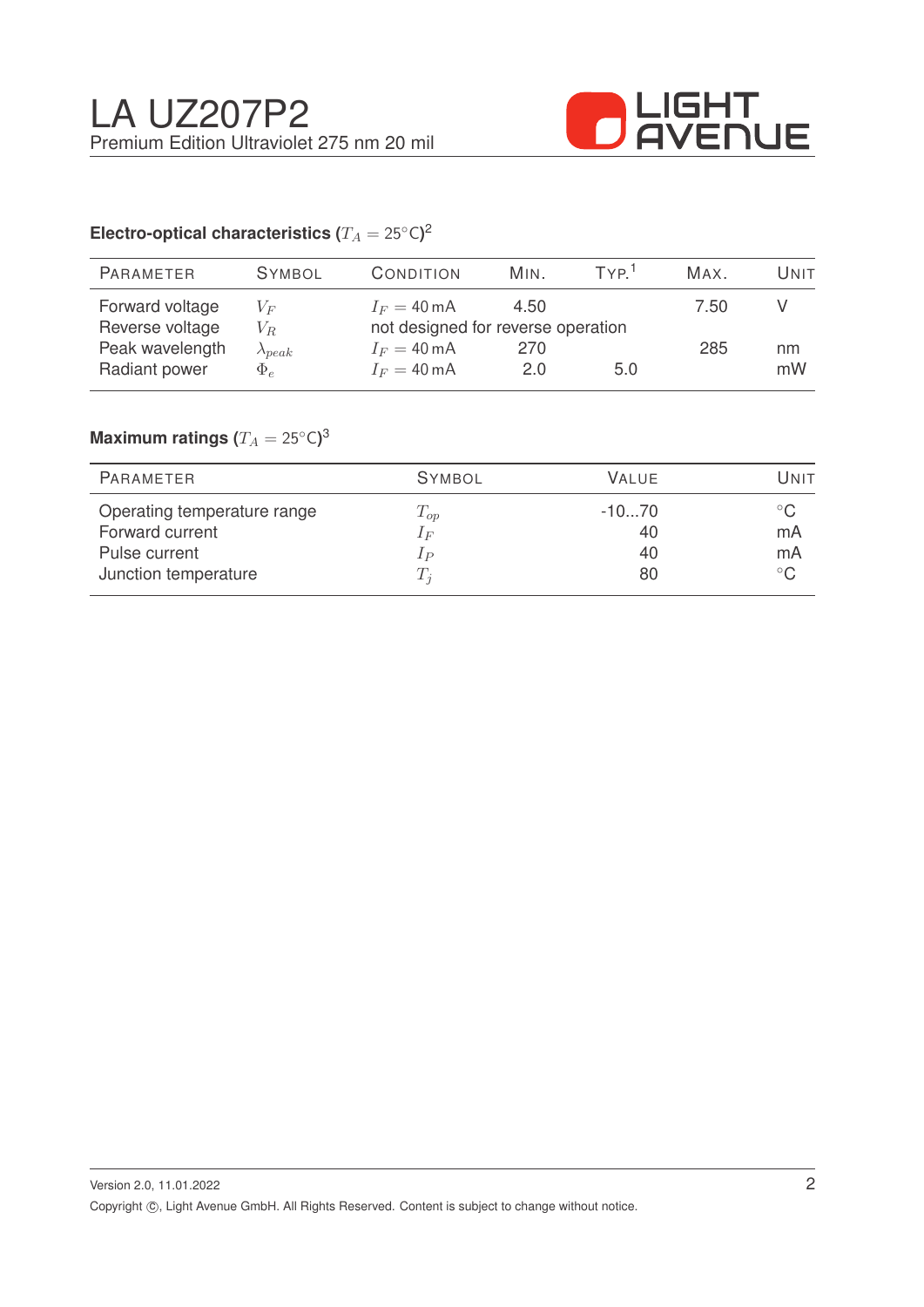**Electro-optical characteristics ($T_A = 25°C$)[2]**

| PARAMETER | SYMBOL | CONDITION | MIN. | TYP.[1] | MAX. | UNIT |
|---|---|---|---|---|---|---|
| Forward voltage | $V_F$ | $I_F = 40\,mA$ | 4.50 | | 7.50 | V |
| Reverse voltage | $V_R$ | not designed for reverse operation | | | | |
| Peak wavelength | $\lambda_{peak}$ | $I_F = 40\,mA$ | 270 | | 285 | nm |
| Radiant power | $\Phi_e$ | $I_F = 40\,mA$ | 2.0 | 5.0 | | mW |

**Maximum ratings ($T_A = 25°C$)[3]**

| PARAMETER | SYMBOL | VALUE | UNIT |
|---|---|---|---|
| Operating temperature range | $T_{op}$ | -10...70 | °C |
| Forward current | $I_F$ | 40 | mA |
| Pulse current | $I_P$ | 40 | mA |
| Junction temperature | $T_j$ | 80 | °C |

Version 2.0, 11.01.2022

Copyright ©, Light Avenue GmbH. All Rights Reserved. Content is subject to change without notice.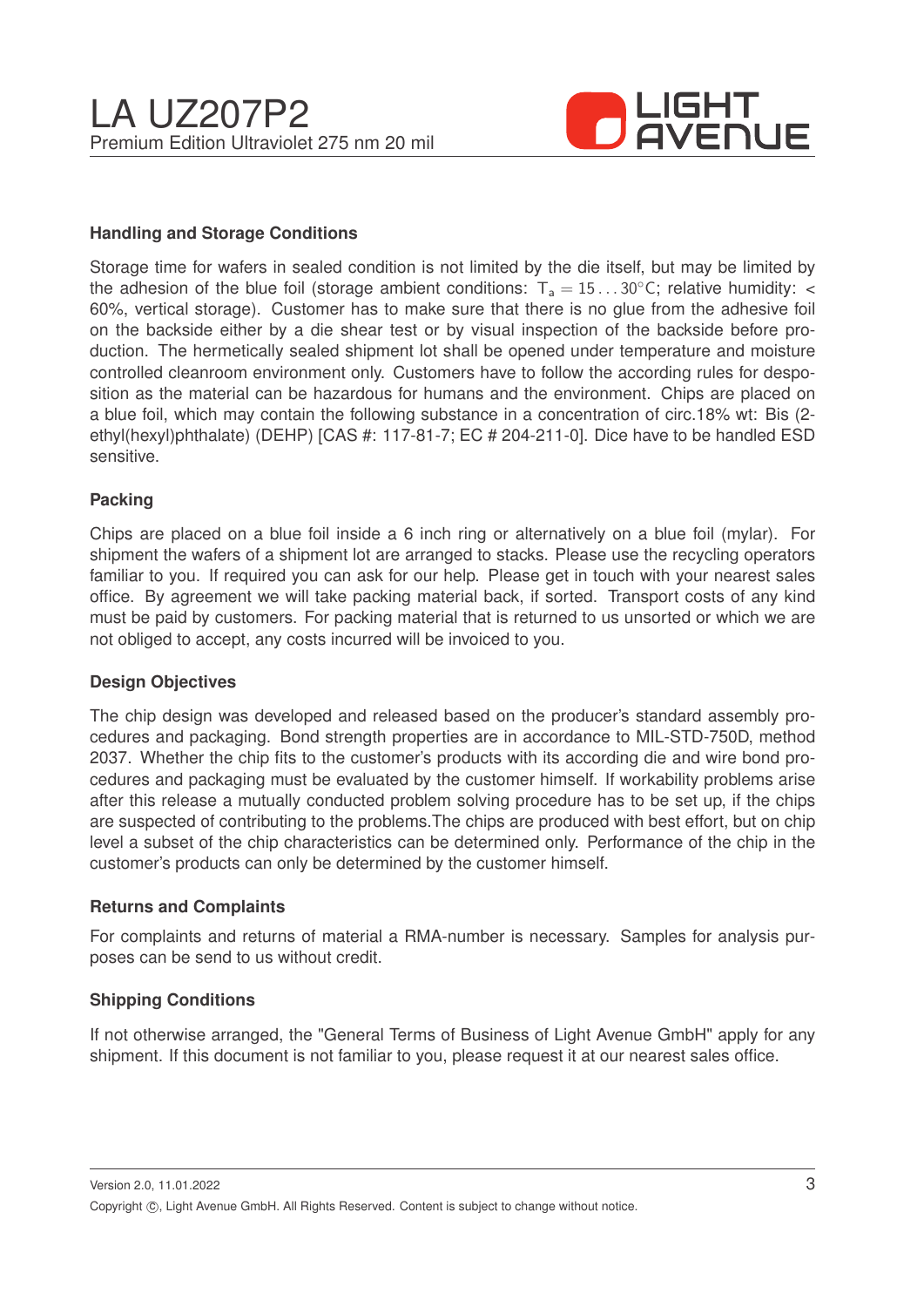## Handling and Storage Conditions

Storage time for wafers in sealed condition is not limited by the die itself, but may be limited by the adhesion of the blue foil (storage ambient conditions: $T_a = 15 \ldots 30°C$; relative humidity: < 60%, vertical storage). Customer has to make sure that there is no glue from the adhesive foil on the backside either by a die shear test or by visual inspection of the backside before production. The hermetically sealed shipment lot shall be opened under temperature and moisture controlled cleanroom environment only. Customers have to follow the according rules for desposition as the material can be hazardous for humans and the environment. Chips are placed on a blue foil, which may contain the following substance in a concentration of circ.18% wt: Bis (2-ethyl(hexyl)phthalate) (DEHP) [CAS #: 117-81-7; EC # 204-211-0]. Dice have to be handled ESD sensitive.

## Packing

Chips are placed on a blue foil inside a 6 inch ring or alternatively on a blue foil (mylar). For shipment the wafers of a shipment lot are arranged to stacks. Please use the recycling operators familiar to you. If required you can ask for our help. Please get in touch with your nearest sales office. By agreement we will take packing material back, if sorted. Transport costs of any kind must be paid by customers. For packing material that is returned to us unsorted or which we are not obliged to accept, any costs incurred will be invoiced to you.

## Design Objectives

The chip design was developed and released based on the producer's standard assembly procedures and packaging. Bond strength properties are in accordance to MIL-STD-750D, method 2037. Whether the chip fits to the customer's products with its according die and wire bond procedures and packaging must be evaluated by the customer himself. If workability problems arise after this release a mutually conducted problem solving procedure has to be set up, if the chips are suspected of contributing to the problems.The chips are produced with best effort, but on chip level a subset of the chip characteristics can be determined only. Performance of the chip in the customer's products can only be determined by the customer himself.

## Returns and Complaints

For complaints and returns of material a RMA-number is necessary. Samples for analysis purposes can be send to us without credit.

## Shipping Conditions

If not otherwise arranged, the "General Terms of Business of Light Avenue GmbH" apply for any shipment. If this document is not familiar to you, please request it at our nearest sales office.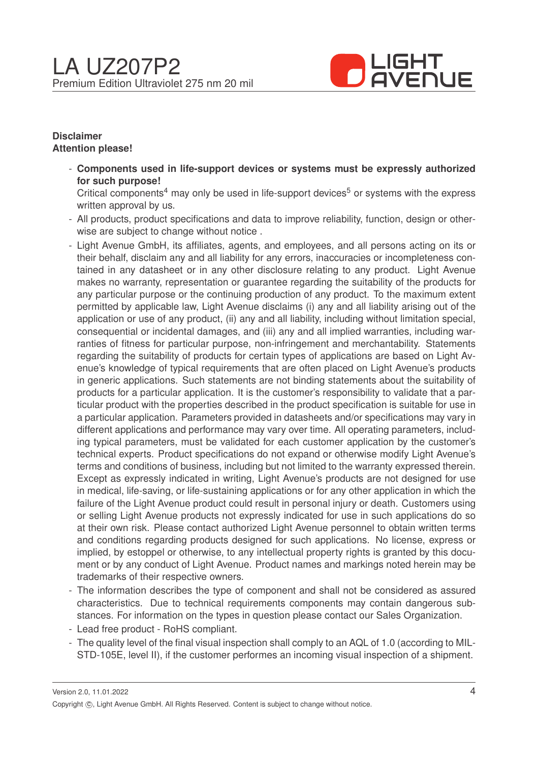**Disclaimer**
**Attention please!**

- **Components used in life-support devices or systems must be expressly authorized for such purpose!**
  Critical components[4] may only be used in life-support devices[5] or systems with the express written approval by us.
- All products, product specifications and data to improve reliability, function, design or otherwise are subject to change without notice .
- Light Avenue GmbH, its affiliates, agents, and employees, and all persons acting on its or their behalf, disclaim any and all liability for any errors, inaccuracies or incompleteness contained in any datasheet or in any other disclosure relating to any product. Light Avenue makes no warranty, representation or guarantee regarding the suitability of the products for any particular purpose or the continuing production of any product. To the maximum extent permitted by applicable law, Light Avenue disclaims (i) any and all liability arising out of the application or use of any product, (ii) any and all liability, including without limitation special, consequential or incidental damages, and (iii) any and all implied warranties, including warranties of fitness for particular purpose, non-infringement and merchantability. Statements regarding the suitability of products for certain types of applications are based on Light Avenue's knowledge of typical requirements that are often placed on Light Avenue's products in generic applications. Such statements are not binding statements about the suitability of products for a particular application. It is the customer's responsibility to validate that a particular product with the properties described in the product specification is suitable for use in a particular application. Parameters provided in datasheets and/or specifications may vary in different applications and performance may vary over time. All operating parameters, including typical parameters, must be validated for each customer application by the customer's technical experts. Product specifications do not expand or otherwise modify Light Avenue's terms and conditions of business, including but not limited to the warranty expressed therein. Except as expressly indicated in writing, Light Avenue's products are not designed for use in medical, life-saving, or life-sustaining applications or for any other application in which the failure of the Light Avenue product could result in personal injury or death. Customers using or selling Light Avenue products not expressly indicated for use in such applications do so at their own risk. Please contact authorized Light Avenue personnel to obtain written terms and conditions regarding products designed for such applications. No license, express or implied, by estoppel or otherwise, to any intellectual property rights is granted by this document or by any conduct of Light Avenue. Product names and markings noted herein may be trademarks of their respective owners.
- The information describes the type of component and shall not be considered as assured characteristics. Due to technical requirements components may contain dangerous substances. For information on the types in question please contact our Sales Organization.
- Lead free product - RoHS compliant.
- The quality level of the final visual inspection shall comply to an AQL of 1.0 (according to MIL-STD-105E, level II), if the customer performes an incoming visual inspection of a shipment.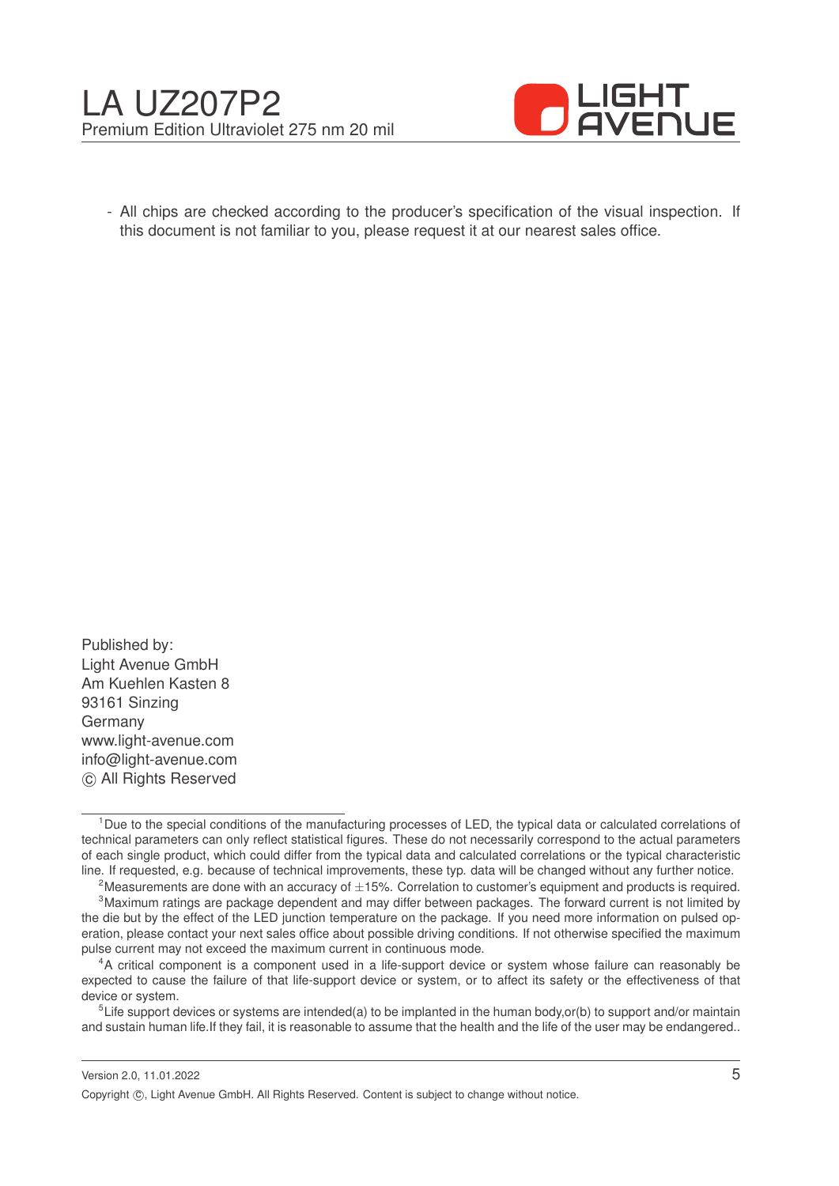- All chips are checked according to the producer's specification of the visual inspection. If this document is not familiar to you, please request it at our nearest sales office.

Published by:
Light Avenue GmbH
Am Kuehlen Kasten 8
93161 Sinzing
Germany
www.light-avenue.com
info@light-avenue.com
© All Rights Reserved

---

[1] Due to the special conditions of the manufacturing processes of LED, the typical data or calculated correlations of technical parameters can only reflect statistical figures. These do not necessarily correspond to the actual parameters of each single product, which could differ from the typical data and calculated correlations or the typical characteristic line. If requested, e.g. because of technical improvements, these typ. data will be changed without any further notice.

[2] Measurements are done with an accuracy of $\pm$15%. Correlation to customer's equipment and products is required.

[3] Maximum ratings are package dependent and may differ between packages. The forward current is not limited by the die but by the effect of the LED junction temperature on the package. If you need more information on pulsed operation, please contact your next sales office about possible driving conditions. If not otherwise specified the maximum pulse current may not exceed the maximum current in continuous mode.

[4] A critical component is a component used in a life-support device or system whose failure can reasonably be expected to cause the failure of that life-support device or system, or to affect its safety or the effectiveness of that device or system.

[5] Life support devices or systems are intended(a) to be implanted in the human body,or(b) to support and/or maintain and sustain human life.If they fail, it is reasonable to assume that the health and the life of the user may be endangered..